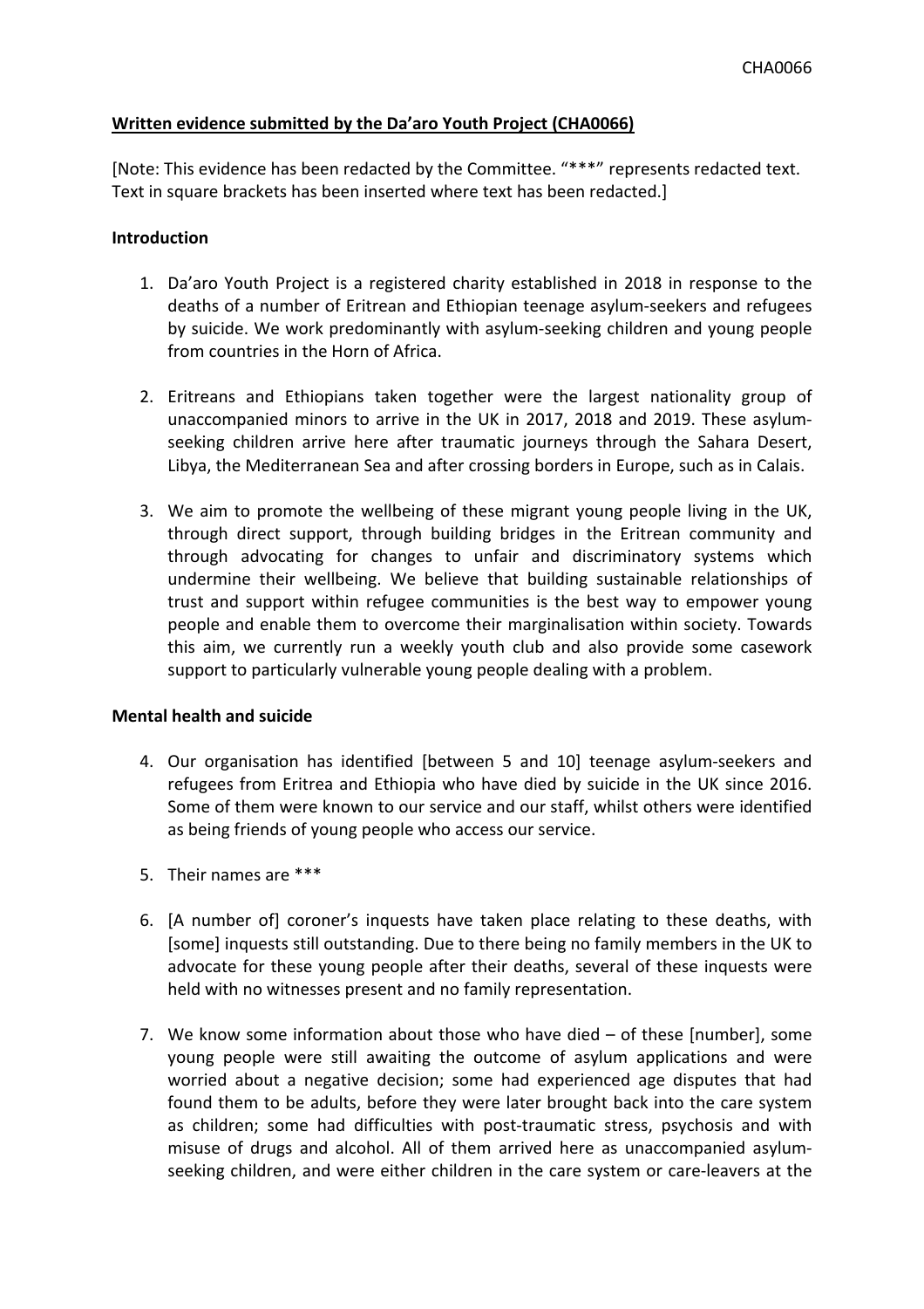**Written evidence submitted by the Da'aro Youth Project (CHA0066)**

[Note: This evidence has been redacted by the Committee. "***" represents redacted text. Text in square brackets has been inserted where text has been redacted.]

**Introduction**

1. Da'aro Youth Project is a registered charity established in 2018 in response to the deaths of a number of Eritrean and Ethiopian teenage asylum-seekers and refugees by suicide. We work predominantly with asylum-seeking children and young people from countries in the Horn of Africa.

2. Eritreans and Ethiopians taken together were the largest nationality group of unaccompanied minors to arrive in the UK in 2017, 2018 and 2019. These asylum-seeking children arrive here after traumatic journeys through the Sahara Desert, Libya, the Mediterranean Sea and after crossing borders in Europe, such as in Calais.

3. We aim to promote the wellbeing of these migrant young people living in the UK, through direct support, through building bridges in the Eritrean community and through advocating for changes to unfair and discriminatory systems which undermine their wellbeing. We believe that building sustainable relationships of trust and support within refugee communities is the best way to empower young people and enable them to overcome their marginalisation within society. Towards this aim, we currently run a weekly youth club and also provide some casework support to particularly vulnerable young people dealing with a problem.

**Mental health and suicide**

4. Our organisation has identified [between 5 and 10] teenage asylum-seekers and refugees from Eritrea and Ethiopia who have died by suicide in the UK since 2016. Some of them were known to our service and our staff, whilst others were identified as being friends of young people who access our service.

5. Their names are ***

6. [A number of] coroner's inquests have taken place relating to these deaths, with [some] inquests still outstanding. Due to there being no family members in the UK to advocate for these young people after their deaths, several of these inquests were held with no witnesses present and no family representation.

7. We know some information about those who have died – of these [number], some young people were still awaiting the outcome of asylum applications and were worried about a negative decision; some had experienced age disputes that had found them to be adults, before they were later brought back into the care system as children; some had difficulties with post-traumatic stress, psychosis and with misuse of drugs and alcohol. All of them arrived here as unaccompanied asylum-seeking children, and were either children in the care system or care-leavers at the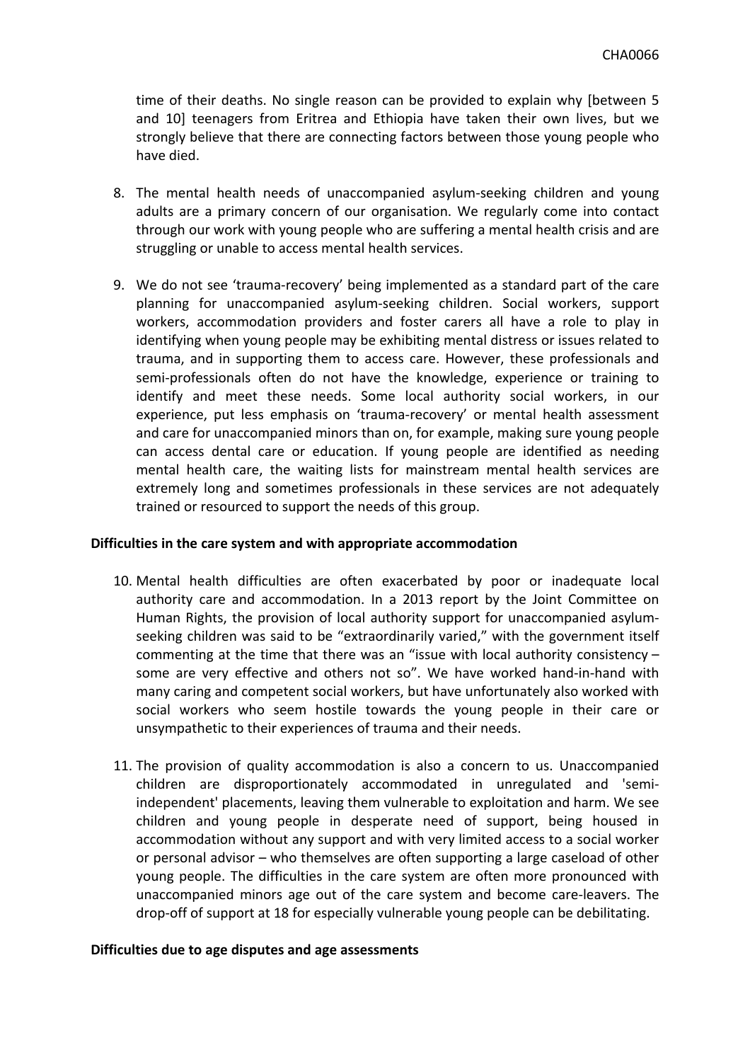time of their deaths. No single reason can be provided to explain why [between 5 and 10] teenagers from Eritrea and Ethiopia have taken their own lives, but we strongly believe that there are connecting factors between those young people who have died.

8. The mental health needs of unaccompanied asylum-seeking children and young adults are a primary concern of our organisation. We regularly come into contact through our work with young people who are suffering a mental health crisis and are struggling or unable to access mental health services.

9. We do not see 'trauma-recovery' being implemented as a standard part of the care planning for unaccompanied asylum-seeking children. Social workers, support workers, accommodation providers and foster carers all have a role to play in identifying when young people may be exhibiting mental distress or issues related to trauma, and in supporting them to access care. However, these professionals and semi-professionals often do not have the knowledge, experience or training to identify and meet these needs. Some local authority social workers, in our experience, put less emphasis on 'trauma-recovery' or mental health assessment and care for unaccompanied minors than on, for example, making sure young people can access dental care or education. If young people are identified as needing mental health care, the waiting lists for mainstream mental health services are extremely long and sometimes professionals in these services are not adequately trained or resourced to support the needs of this group.

**Difficulties in the care system and with appropriate accommodation**

10. Mental health difficulties are often exacerbated by poor or inadequate local authority care and accommodation. In a 2013 report by the Joint Committee on Human Rights, the provision of local authority support for unaccompanied asylum-seeking children was said to be "extraordinarily varied," with the government itself commenting at the time that there was an "issue with local authority consistency – some are very effective and others not so". We have worked hand-in-hand with many caring and competent social workers, but have unfortunately also worked with social workers who seem hostile towards the young people in their care or unsympathetic to their experiences of trauma and their needs.

11. The provision of quality accommodation is also a concern to us. Unaccompanied children are disproportionately accommodated in unregulated and 'semi-independent' placements, leaving them vulnerable to exploitation and harm. We see children and young people in desperate need of support, being housed in accommodation without any support and with very limited access to a social worker or personal advisor – who themselves are often supporting a large caseload of other young people. The difficulties in the care system are often more pronounced with unaccompanied minors age out of the care system and become care-leavers. The drop-off of support at 18 for especially vulnerable young people can be debilitating.

**Difficulties due to age disputes and age assessments**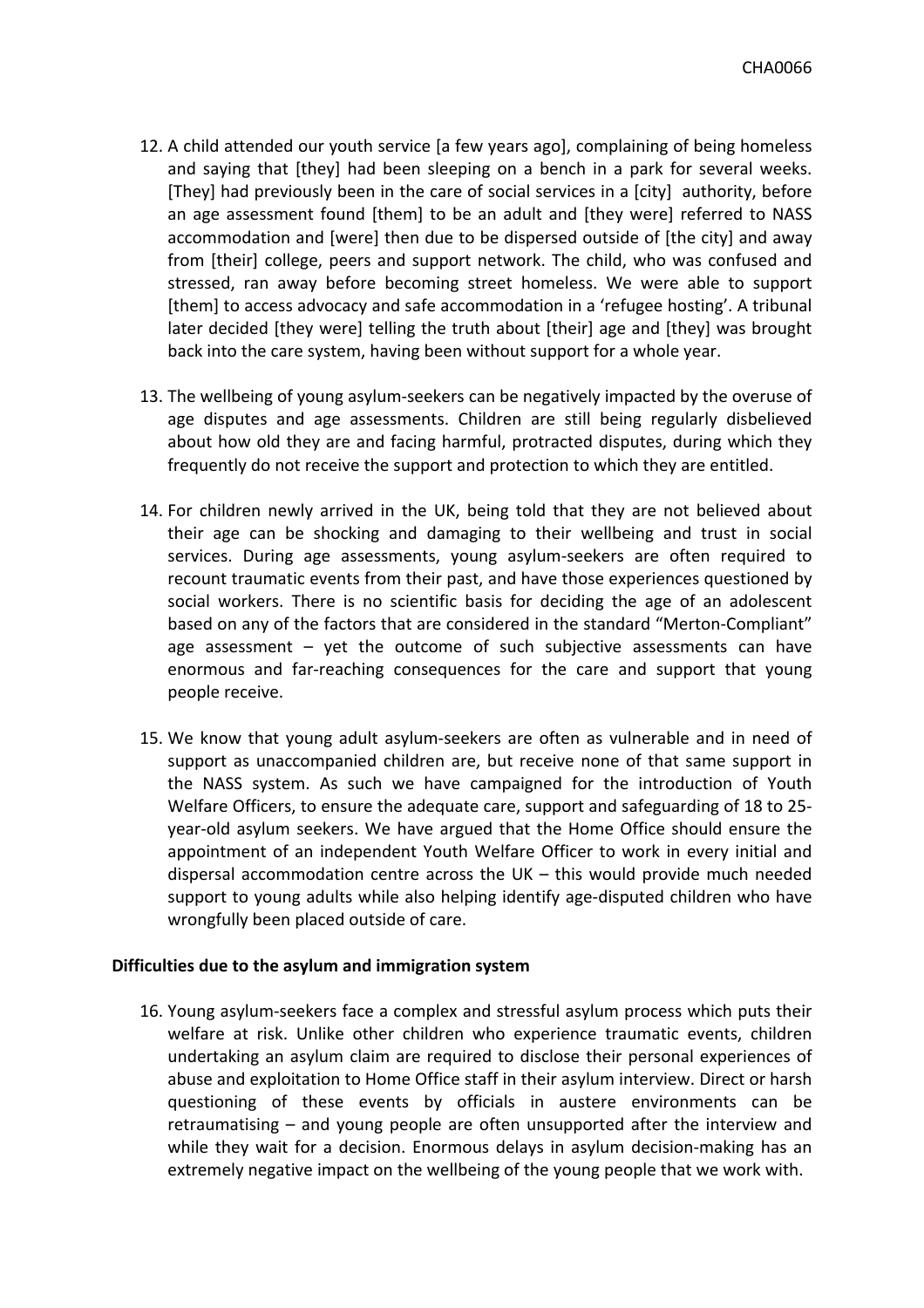12. A child attended our youth service [a few years ago], complaining of being homeless and saying that [they] had been sleeping on a bench in a park for several weeks. [They] had previously been in the care of social services in a [city] authority, before an age assessment found [them] to be an adult and [they were] referred to NASS accommodation and [were] then due to be dispersed outside of [the city] and away from [their] college, peers and support network. The child, who was confused and stressed, ran away before becoming street homeless. We were able to support [them] to access advocacy and safe accommodation in a 'refugee hosting'. A tribunal later decided [they were] telling the truth about [their] age and [they] was brought back into the care system, having been without support for a whole year.

13. The wellbeing of young asylum-seekers can be negatively impacted by the overuse of age disputes and age assessments. Children are still being regularly disbelieved about how old they are and facing harmful, protracted disputes, during which they frequently do not receive the support and protection to which they are entitled.

14. For children newly arrived in the UK, being told that they are not believed about their age can be shocking and damaging to their wellbeing and trust in social services. During age assessments, young asylum-seekers are often required to recount traumatic events from their past, and have those experiences questioned by social workers. There is no scientific basis for deciding the age of an adolescent based on any of the factors that are considered in the standard "Merton-Compliant" age assessment – yet the outcome of such subjective assessments can have enormous and far-reaching consequences for the care and support that young people receive.

15. We know that young adult asylum-seekers are often as vulnerable and in need of support as unaccompanied children are, but receive none of that same support in the NASS system. As such we have campaigned for the introduction of Youth Welfare Officers, to ensure the adequate care, support and safeguarding of 18 to 25-year-old asylum seekers. We have argued that the Home Office should ensure the appointment of an independent Youth Welfare Officer to work in every initial and dispersal accommodation centre across the UK – this would provide much needed support to young adults while also helping identify age-disputed children who have wrongfully been placed outside of care.

**Difficulties due to the asylum and immigration system**

16. Young asylum-seekers face a complex and stressful asylum process which puts their welfare at risk. Unlike other children who experience traumatic events, children undertaking an asylum claim are required to disclose their personal experiences of abuse and exploitation to Home Office staff in their asylum interview. Direct or harsh questioning of these events by officials in austere environments can be retraumatising – and young people are often unsupported after the interview and while they wait for a decision. Enormous delays in asylum decision-making has an extremely negative impact on the wellbeing of the young people that we work with.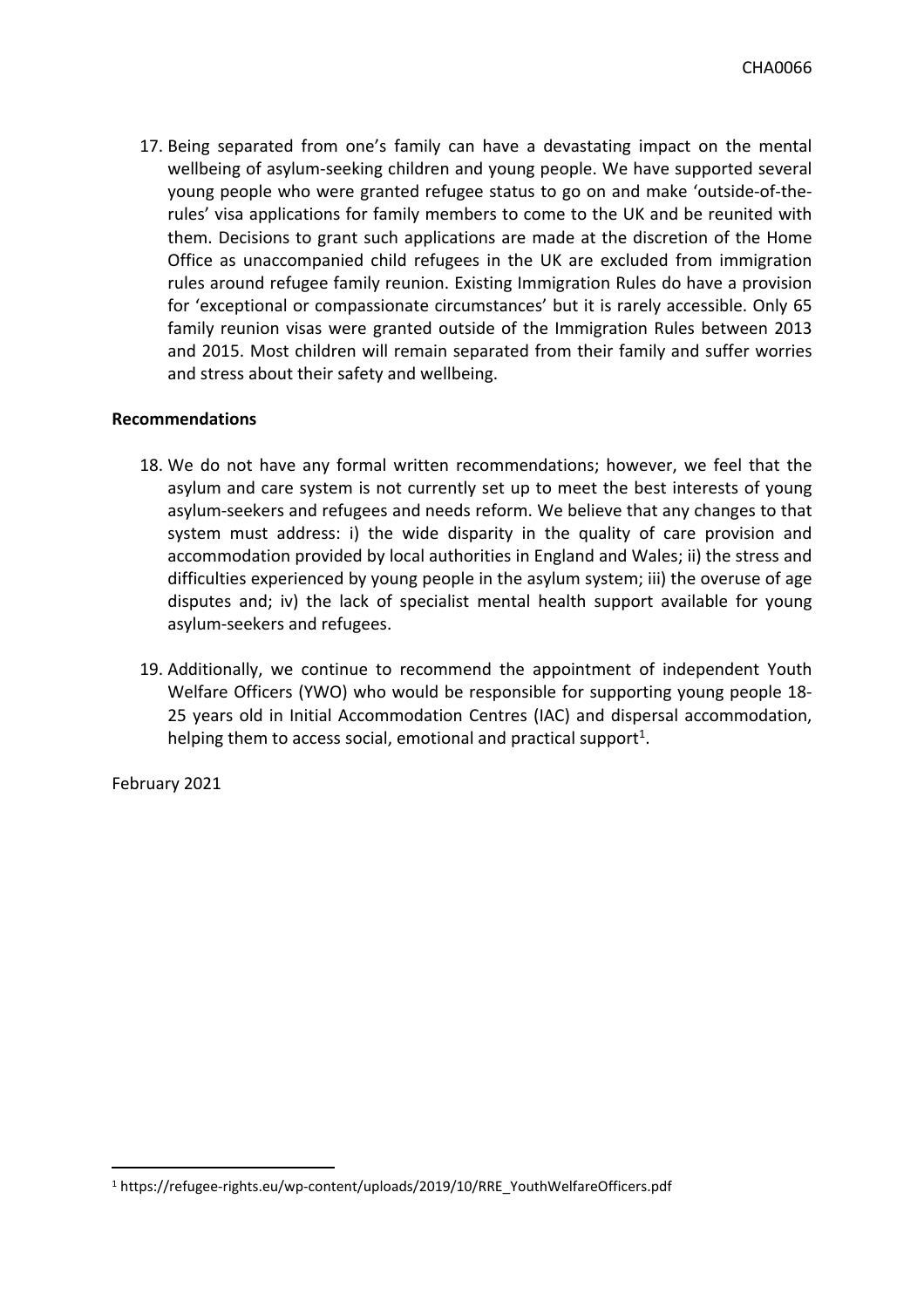17. Being separated from one's family can have a devastating impact on the mental wellbeing of asylum-seeking children and young people. We have supported several young people who were granted refugee status to go on and make 'outside-of-the-rules' visa applications for family members to come to the UK and be reunited with them. Decisions to grant such applications are made at the discretion of the Home Office as unaccompanied child refugees in the UK are excluded from immigration rules around refugee family reunion. Existing Immigration Rules do have a provision for 'exceptional or compassionate circumstances' but it is rarely accessible. Only 65 family reunion visas were granted outside of the Immigration Rules between 2013 and 2015. Most children will remain separated from their family and suffer worries and stress about their safety and wellbeing.

**Recommendations**

18. We do not have any formal written recommendations; however, we feel that the asylum and care system is not currently set up to meet the best interests of young asylum-seekers and refugees and needs reform. We believe that any changes to that system must address: i) the wide disparity in the quality of care provision and accommodation provided by local authorities in England and Wales; ii) the stress and difficulties experienced by young people in the asylum system; iii) the overuse of age disputes and; iv) the lack of specialist mental health support available for young asylum-seekers and refugees.

19. Additionally, we continue to recommend the appointment of independent Youth Welfare Officers (YWO) who would be responsible for supporting young people 18-25 years old in Initial Accommodation Centres (IAC) and dispersal accommodation, helping them to access social, emotional and practical support[1].

February 2021

[1] https://refugee-rights.eu/wp-content/uploads/2019/10/RRE_YouthWelfareOfficers.pdf